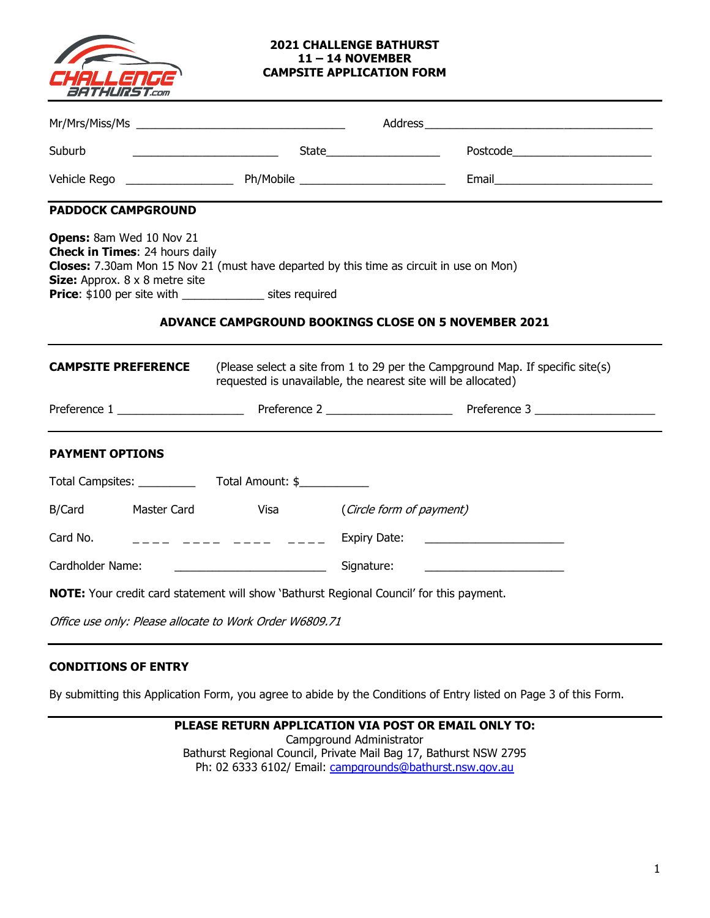# 2021 CHALLENGE BATHURST
## 11 – 14 NOVEMBER
## CAMPSITE APPLICATION FORM

Mr/Mrs/Miss/Ms ________________________________ Address ____________________________________

Suburb ______________________ State_________________ Postcode______________________

Vehicle Rego ________________ Ph/Mobile ______________________ Email_________________________

**PADDOCK CAMPGROUND**

**Opens:** 8am Wed 10 Nov 21
**Check in Times**: 24 hours daily
**Closes:** 7.30am Mon 15 Nov 21 (must have departed by this time as circuit in use on Mon)
**Size:** Approx. 8 x 8 metre site
**Price**: $100 per site with ____________ sites required

**ADVANCE CAMPGROUND BOOKINGS CLOSE ON 5 NOVEMBER 2021**

**CAMPSITE PREFERENCE** (Please select a site from 1 to 29 per the Campground Map. If specific site(s) requested is unavailable, the nearest site will be allocated)

Preference 1 ___________________ Preference 2 ___________________ Preference 3 ___________________

**PAYMENT OPTIONS**

Total Campsites: _________ Total Amount: $___________

B/Card Master Card Visa (*Circle form of payment*)

Card No. _ _ _ _ _ _ _ _ _ _ _ _ _ _ _ _ Expiry Date: _____________________

Cardholder Name: _______________________ Signature: _____________________

**NOTE:** Your credit card statement will show 'Bathurst Regional Council' for this payment.

*Office use only: Please allocate to Work Order W6809.71*

**CONDITIONS OF ENTRY**

By submitting this Application Form, you agree to abide by the Conditions of Entry listed on Page 3 of this Form.

**PLEASE RETURN APPLICATION VIA POST OR EMAIL ONLY TO:**
Campground Administrator
Bathurst Regional Council, Private Mail Bag 17, Bathurst NSW 2795
Ph: 02 6333 6102/ Email: campgrounds@bathurst.nsw.gov.au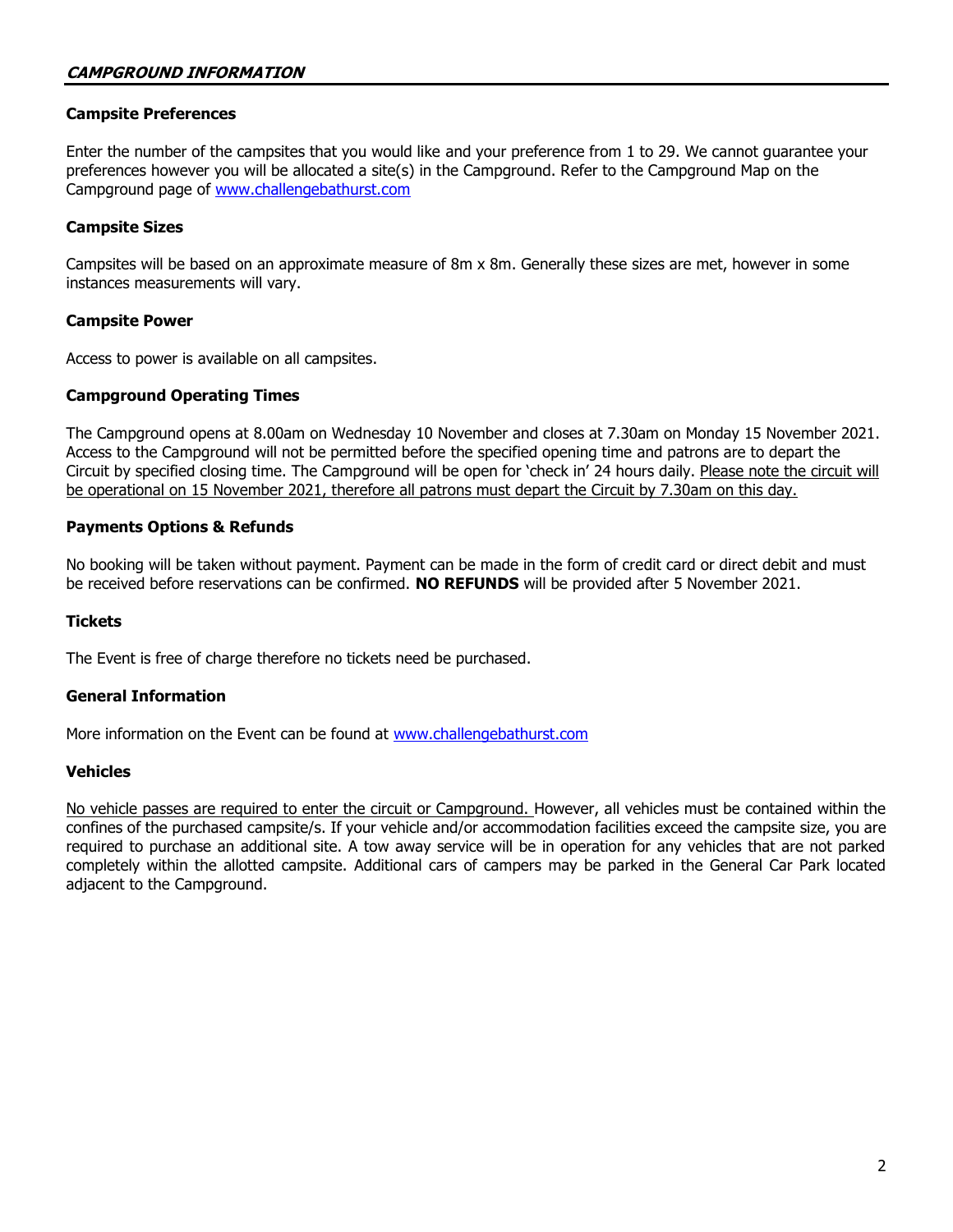## ***CAMPGROUND INFORMATION***

### Campsite Preferences

Enter the number of the campsites that you would like and your preference from 1 to 29. We cannot guarantee your preferences however you will be allocated a site(s) in the Campground. Refer to the Campground Map on the Campground page of [www.challengebathurst.com](www.challengebathurst.com)

### Campsite Sizes

Campsites will be based on an approximate measure of 8m x 8m. Generally these sizes are met, however in some instances measurements will vary.

### Campsite Power

Access to power is available on all campsites.

### Campground Operating Times

The Campground opens at 8.00am on Wednesday 10 November and closes at 7.30am on Monday 15 November 2021. Access to the Campground will not be permitted before the specified opening time and patrons are to depart the Circuit by specified closing time. The Campground will be open for 'check in' 24 hours daily. Please note the circuit will be operational on 15 November 2021, therefore all patrons must depart the Circuit by 7.30am on this day.

### Payments Options & Refunds

No booking will be taken without payment. Payment can be made in the form of credit card or direct debit and must be received before reservations can be confirmed. **NO REFUNDS** will be provided after 5 November 2021.

### Tickets

The Event is free of charge therefore no tickets need be purchased.

### General Information

More information on the Event can be found at [www.challengebathurst.com](www.challengebathurst.com)

### Vehicles

No vehicle passes are required to enter the circuit or Campground. However, all vehicles must be contained within the confines of the purchased campsite/s. If your vehicle and/or accommodation facilities exceed the campsite size, you are required to purchase an additional site. A tow away service will be in operation for any vehicles that are not parked completely within the allotted campsite. Additional cars of campers may be parked in the General Car Park located adjacent to the Campground.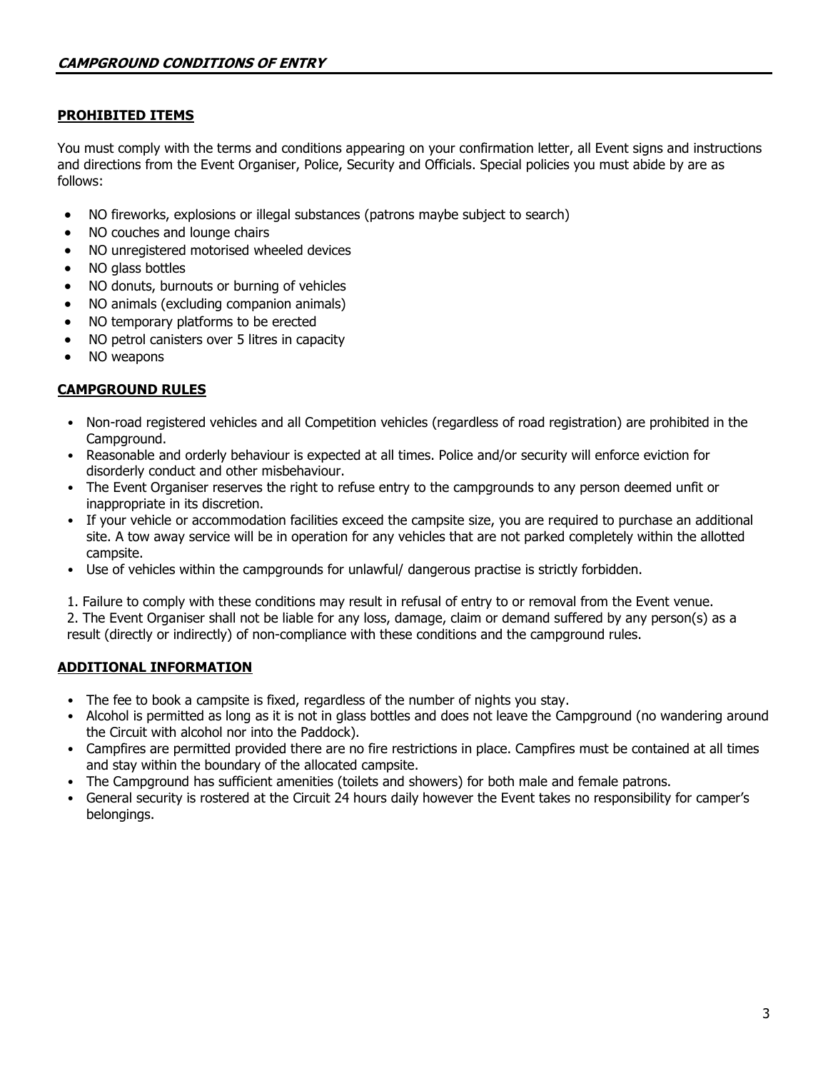# ***CAMPGROUND CONDITIONS OF ENTRY***

## PROHIBITED ITEMS

You must comply with the terms and conditions appearing on your confirmation letter, all Event signs and instructions and directions from the Event Organiser, Police, Security and Officials. Special policies you must abide by are as follows:

- NO fireworks, explosions or illegal substances (patrons maybe subject to search)
- NO couches and lounge chairs
- NO unregistered motorised wheeled devices
- NO glass bottles
- NO donuts, burnouts or burning of vehicles
- NO animals (excluding companion animals)
- NO temporary platforms to be erected
- NO petrol canisters over 5 litres in capacity
- NO weapons

## CAMPGROUND RULES

- Non-road registered vehicles and all Competition vehicles (regardless of road registration) are prohibited in the Campground.
- Reasonable and orderly behaviour is expected at all times. Police and/or security will enforce eviction for disorderly conduct and other misbehaviour.
- The Event Organiser reserves the right to refuse entry to the campgrounds to any person deemed unfit or inappropriate in its discretion.
- If your vehicle or accommodation facilities exceed the campsite size, you are required to purchase an additional site. A tow away service will be in operation for any vehicles that are not parked completely within the allotted campsite.
- Use of vehicles within the campgrounds for unlawful/ dangerous practise is strictly forbidden.

1. Failure to comply with these conditions may result in refusal of entry to or removal from the Event venue.
2. The Event Organiser shall not be liable for any loss, damage, claim or demand suffered by any person(s) as a result (directly or indirectly) of non-compliance with these conditions and the campground rules.

## ADDITIONAL INFORMATION

- The fee to book a campsite is fixed, regardless of the number of nights you stay.
- Alcohol is permitted as long as it is not in glass bottles and does not leave the Campground (no wandering around the Circuit with alcohol nor into the Paddock).
- Campfires are permitted provided there are no fire restrictions in place. Campfires must be contained at all times and stay within the boundary of the allocated campsite.
- The Campground has sufficient amenities (toilets and showers) for both male and female patrons.
- General security is rostered at the Circuit 24 hours daily however the Event takes no responsibility for camper's belongings.